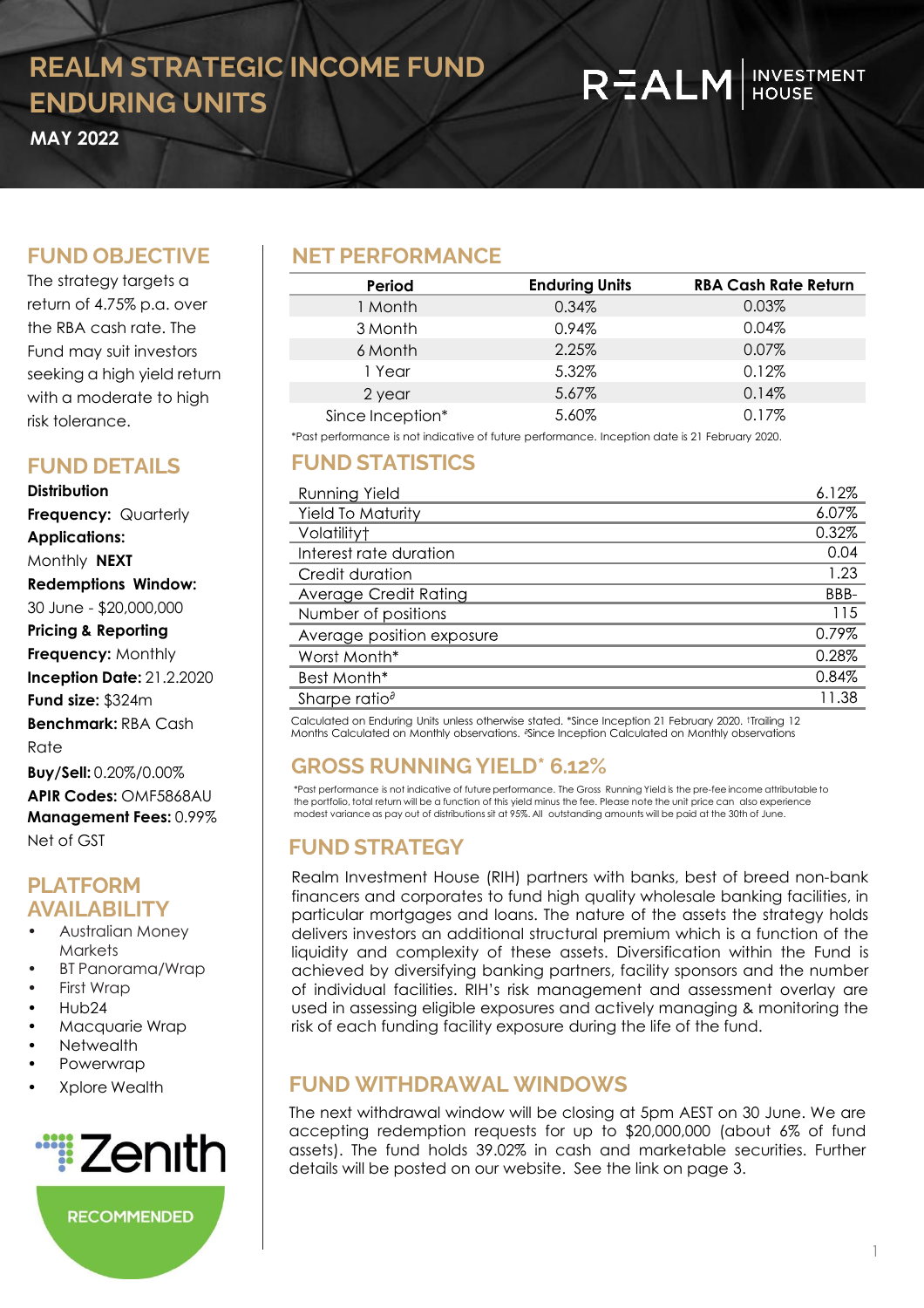# REALM STRATEGIC INCOME FUND ENDURING UNITS

**MAY 2022**

REALM INVESTMENT HOUSE

## FUND OBJECTIVE

The strategy targets a return of 4.75% p.a. over the RBA cash rate. The Fund may suit investors seeking a high yield return with a moderate to high risk tolerance.

## FUND DETAILS

**Distribution Frequency:** Quarterly

**Applications:** Monthly **NEXT Redemptions Window:** 30 June - $20,000,000

**Pricing & Reporting Frequency:** Monthly

**Inception Date:** 21.2.2020

**Fund size:** $324m

**Benchmark:** RBA Cash Rate

**Buy/Sell:** 0.20%/0.00%

**APIR Codes:** OMF5868AU

**Management Fees:** 0.99% Net of GST

## PLATFORM AVAILABILITY

- Australian Money Markets
- BT Panorama/Wrap
- First Wrap
- Hub24
- Macquarie Wrap
- Netwealth
- Powerwrap
- Xplore Wealth

Zenith RECOMMENDED

## NET PERFORMANCE

| Period | Enduring Units | RBA Cash Rate Return |
|---|---|---|
| 1 Month | 0.34% | 0.03% |
| 3 Month | 0.94% | 0.04% |
| 6 Month | 2.25% | 0.07% |
| 1 Year | 5.32% | 0.12% |
| 2 year | 5.67% | 0.14% |
| Since Inception* | 5.60% | 0.17% |

*Past performance is not indicative of future performance. Inception date is 21 February 2020.

## FUND STATISTICS

| | |
|---|---|
| Running Yield | 6.12% |
| Yield To Maturity | 6.07% |
| Volatility† | 0.32% |
| Interest rate duration | 0.04 |
| Credit duration | 1.23 |
| Average Credit Rating | BBB- |
| Number of positions | 115 |
| Average position exposure | 0.79% |
| Worst Month* | 0.28% |
| Best Month* | 0.84% |
| Sharpe ratio∂ | 11.38 |

Calculated on Enduring Units unless otherwise stated. *Since Inception 21 February 2020. †Trailing 12 Months Calculated on Monthly observations. ∂Since Inception Calculated on Monthly observations

## GROSS RUNNING YIELD* 6.12%

*Past performance is not indicative of future performance. The Gross Running Yield is the pre-fee income attributable to the portfolio, total return will be a function of this yield minus the fee. Please note the unit price can also experience modest variance as pay out of distributions sit at 95%. All outstanding amounts will be paid at the 30th of June.

## FUND STRATEGY

Realm Investment House (RIH) partners with banks, best of breed non-bank financers and corporates to fund high quality wholesale banking facilities, in particular mortgages and loans. The nature of the assets the strategy holds delivers investors an additional structural premium which is a function of the liquidity and complexity of these assets. Diversification within the Fund is achieved by diversifying banking partners, facility sponsors and the number of individual facilities. RIH's risk management and assessment overlay are used in assessing eligible exposures and actively managing & monitoring the risk of each funding facility exposure during the life of the fund.

## FUND WITHDRAWAL WINDOWS

The next withdrawal window will be closing at 5pm AEST on 30 June. We are accepting redemption requests for up to $20,000,000 (about 6% of fund assets). The fund holds 39.02% in cash and marketable securities. Further details will be posted on our website. See the link on page 3.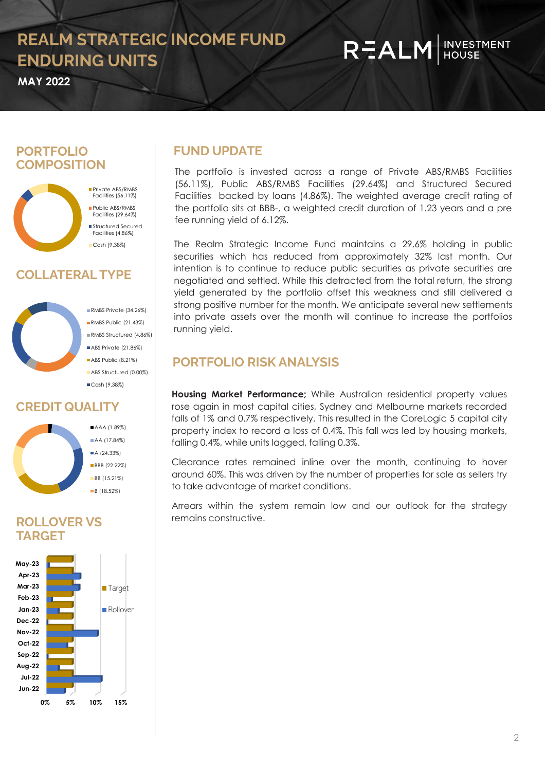# REALM STRATEGIC INCOME FUND ENDURING UNITS

**MAY 2022**

## PORTFOLIO COMPOSITION

- Private ABS/RMBS Facilities (56.11%)
- Public ABS/RMBS Facilities (29.64%)
- Structured Secured Facilities (4.86%)
- Cash (9.38%)

## COLLATERAL TYPE

- RMBS Private (34.26%)
- RMBS Public (21.43%)
- RMBS Structured (4.86%)
- ABS Private (21.86%)
- ABS Public (8.21%)
- ABS Structured (0.00%)
- Cash (9.38%)

## CREDIT QUALITY

- AAA (1.89%)
- AA (17.84%)
- A (24.33%)
- BBB (22.22%)
- BB (15.21%)
- B (18.52%)

## ROLLOVER VS TARGET

Target / Rollover: May-23, Apr-23, Mar-23, Feb-23, Jan-23, Dec-22, Nov-22, Oct-22, Sep-22, Aug-22, Jul-22, Jun-22 (0%, 5%, 10%, 15%)

## FUND UPDATE

The portfolio is invested across a range of Private ABS/RMBS Facilities (56.11%), Public ABS/RMBS Facilities (29.64%) and Structured Secured Facilities backed by loans (4.86%). The weighted average credit rating of the portfolio sits at BBB-, a weighted credit duration of 1.23 years and a pre fee running yield of 6.12%.

The Realm Strategic Income Fund maintains a 29.6% holding in public securities which has reduced from approximately 32% last month. Our intention is to continue to reduce public securities as private securities are negotiated and settled. While this detracted from the total return, the strong yield generated by the portfolio offset this weakness and still delivered a strong positive number for the month. We anticipate several new settlements into private assets over the month will continue to increase the portfolios running yield.

## PORTFOLIO RISK ANALYSIS

**Housing Market Performance;** While Australian residential property values rose again in most capital cities, Sydney and Melbourne markets recorded falls of 1% and 0.7% respectively. This resulted in the CoreLogic 5 capital city property index to record a loss of 0.4%. This fall was led by housing markets, falling 0.4%, while units lagged, falling 0.3%.

Clearance rates remained inline over the month, continuing to hover around 60%. This was driven by the number of properties for sale as sellers try to take advantage of market conditions.

Arrears within the system remain low and our outlook for the strategy remains constructive.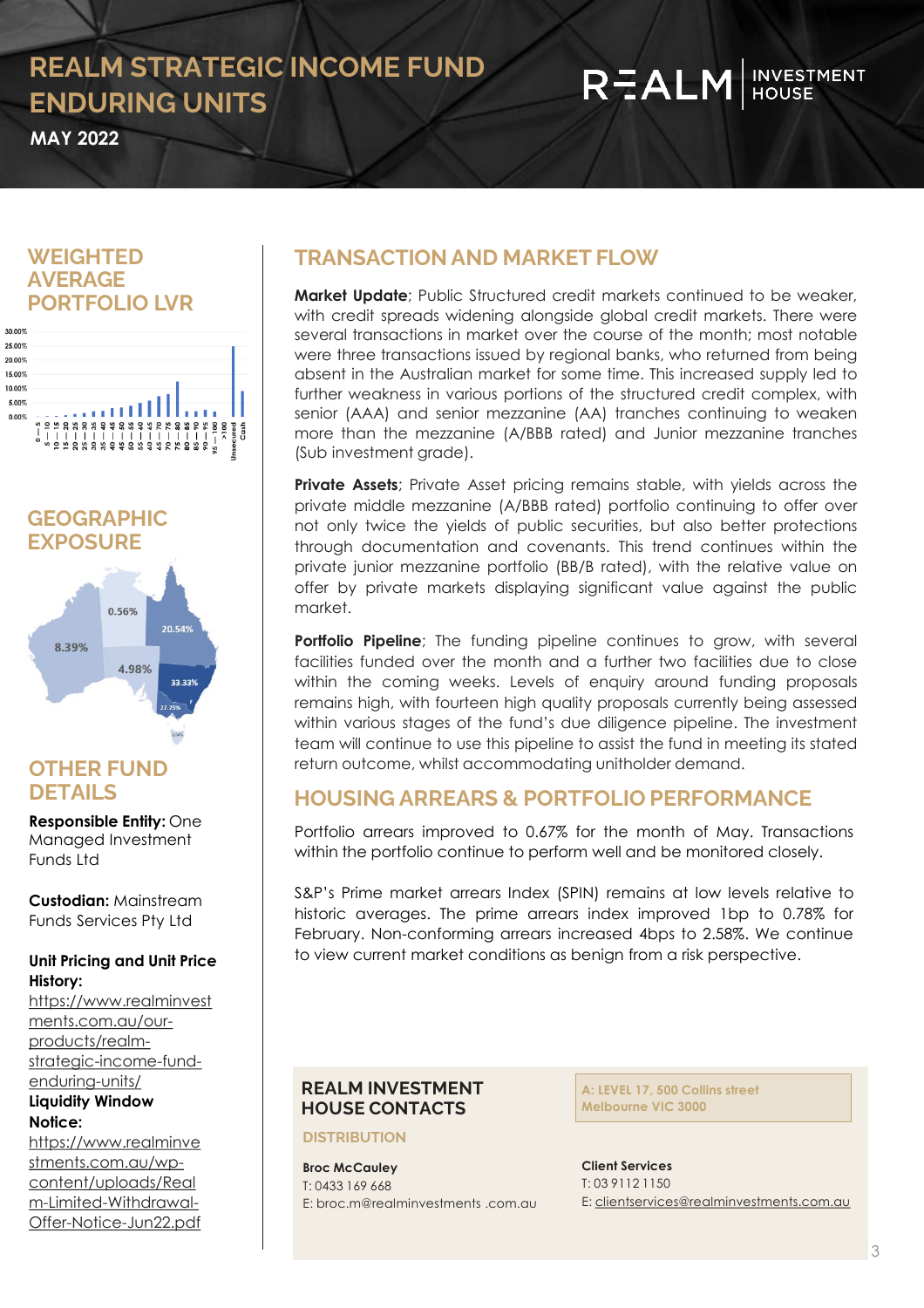# REALM STRATEGIC INCOME FUND ENDURING UNITS

**MAY 2022**

## WEIGHTED AVERAGE PORTFOLIO LVR

## GEOGRAPHIC EXPOSURE

## OTHER FUND DETAILS

**Responsible Entity:** One Managed Investment Funds Ltd

**Custodian:** Mainstream Funds Services Pty Ltd

**Unit Pricing and Unit Price History:**
https://www.realminvestments.com.au/our-products/realm-strategic-income-fund-enduring-units/

**Liquidity Window Notice:**
https://www.realminvestments.com.au/wp-content/uploads/Realm-Limited-Withdrawal-Offer-Notice-Jun22.pdf

## TRANSACTION AND MARKET FLOW

**Market Update**; Public Structured credit markets continued to be weaker, with credit spreads widening alongside global credit markets. There were several transactions in market over the course of the month; most notable were three transactions issued by regional banks, who returned from being absent in the Australian market for some time. This increased supply led to further weakness in various portions of the structured credit complex, with senior (AAA) and senior mezzanine (AA) tranches continuing to weaken more than the mezzanine (A/BBB rated) and Junior mezzanine tranches (Sub investment grade).

**Private Assets**; Private Asset pricing remains stable, with yields across the private middle mezzanine (A/BBB rated) portfolio continuing to offer over not only twice the yields of public securities, but also better protections through documentation and covenants. This trend continues within the private junior mezzanine portfolio (BB/B rated), with the relative value on offer by private markets displaying significant value against the public market.

**Portfolio Pipeline**; The funding pipeline continues to grow, with several facilities funded over the month and a further two facilities due to close within the coming weeks. Levels of enquiry around funding proposals remains high, with fourteen high quality proposals currently being assessed within various stages of the fund's due diligence pipeline. The investment team will continue to use this pipeline to assist the fund in meeting its stated return outcome, whilst accommodating unitholder demand.

## HOUSING ARREARS & PORTFOLIO PERFORMANCE

Portfolio arrears improved to 0.67% for the month of May. Transactions within the portfolio continue to perform well and be monitored closely.

S&P's Prime market arrears Index (SPIN) remains at low levels relative to historic averages. The prime arrears index improved 1bp to 0.78% for February. Non-conforming arrears increased 4bps to 2.58%. We continue to view current market conditions as benign from a risk perspective.

## REALM INVESTMENT HOUSE CONTACTS

A: LEVEL 17, 500 Collins street Melbourne VIC 3000

### DISTRIBUTION

**Broc McCauley**
T: 0433 169 668
E: broc.m@realminvestments .com.au

**Client Services**
T: 03 9112 1150
E: clientservices@realminvestments.com.au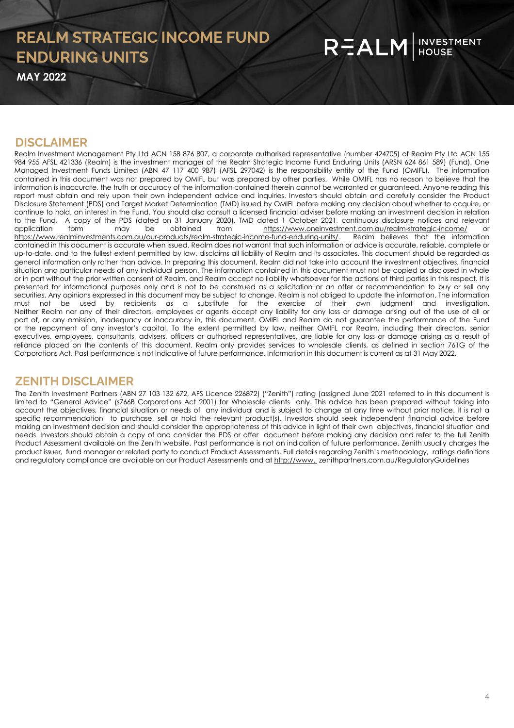# REALM STRATEGIC INCOME FUND ENDURING UNITS

**MAY 2022**

## DISCLAIMER

Realm Investment Management Pty Ltd ACN 158 876 807, a corporate authorised representative (number 424705) of Realm Pty Ltd ACN 155 984 955 AFSL 421336 (Realm) is the investment manager of the Realm Strategic Income Fund Enduring Units (ARSN 624 861 589) (Fund). One Managed Investment Funds Limited (ABN 47 117 400 987) (AFSL 297042) is the responsibility entity of the Fund (OMIFL). The information contained in this document was not prepared by OMIFL but was prepared by other parties. While OMIFL has no reason to believe that the information is inaccurate, the truth or accuracy of the information contained therein cannot be warranted or guaranteed. Anyone reading this report must obtain and rely upon their own independent advice and inquiries. Investors should obtain and carefully consider the Product Disclosure Statement (PDS) and Target Market Determination (TMD) issued by OMIFL before making any decision about whether to acquire, or continue to hold, an interest in the Fund. You should also consult a licensed financial adviser before making an investment decision in relation to the Fund. A copy of the PDS (dated on 31 January 2020), TMD dated 1 October 2021, continuous disclosure notices and relevant application form may be obtained from https://www.oneinvestment.com.au/realm-strategic-income/ or https://www.realminvestments.com.au/our-products/realm-strategic-income-fund-enduring-units/. Realm believes that the information contained in this document is accurate when issued. Realm does not warrant that such information or advice is accurate, reliable, complete or up-to-date, and to the fullest extent permitted by law, disclaims all liability of Realm and its associates. This document should be regarded as general information only rather than advice. In preparing this document, Realm did not take into account the investment objectives, financial situation and particular needs of any individual person. The information contained in this document must not be copied or disclosed in whole or in part without the prior written consent of Realm, and Realm accept no liability whatsoever for the actions of third parties in this respect. It is presented for informational purposes only and is not to be construed as a solicitation or an offer or recommendation to buy or sell any securities. Any opinions expressed in this document may be subject to change. Realm is not obliged to update the information. The information must not be used by recipients as a substitute for the exercise of their own judgment and investigation. Neither Realm nor any of their directors, employees or agents accept any liability for any loss or damage arising out of the use of all or part of, or any omission, inadequacy or inaccuracy in, this document. OMIFL and Realm do not guarantee the performance of the Fund or the repayment of any investor's capital. To the extent permitted by law, neither OMIFL nor Realm, including their directors, senior executives, employees, consultants, advisers, officers or authorised representatives, are liable for any loss or damage arising as a result of reliance placed on the contents of this document. Realm only provides services to wholesale clients, as defined in section 761G of the Corporations Act. Past performance is not indicative of future performance. Information in this document is current as at 31 May 2022.

## ZENITH DISCLAIMER

The Zenith Investment Partners (ABN 27 103 132 672, AFS Licence 226872) ("Zenith") rating (assigned June 2021 referred to in this document is limited to "General Advice" (s766B Corporations Act 2001) for Wholesale clients only. This advice has been prepared without taking into account the objectives, financial situation or needs of any individual and is subject to change at any time without prior notice. It is not a specific recommendation to purchase, sell or hold the relevant product(s). Investors should seek independent financial advice before making an investment decision and should consider the appropriateness of this advice in light of their own objectives, financial situation and needs. Investors should obtain a copy of and consider the PDS or offer document before making any decision and refer to the full Zenith Product Assessment available on the Zenith website. Past performance is not an indication of future performance. Zenith usually charges the product issuer, fund manager or related party to conduct Product Assessments. Full details regarding Zenith's methodology, ratings definitions and regulatory compliance are available on our Product Assessments and at http://www. zenithpartners.com.au/RegulatoryGuidelines